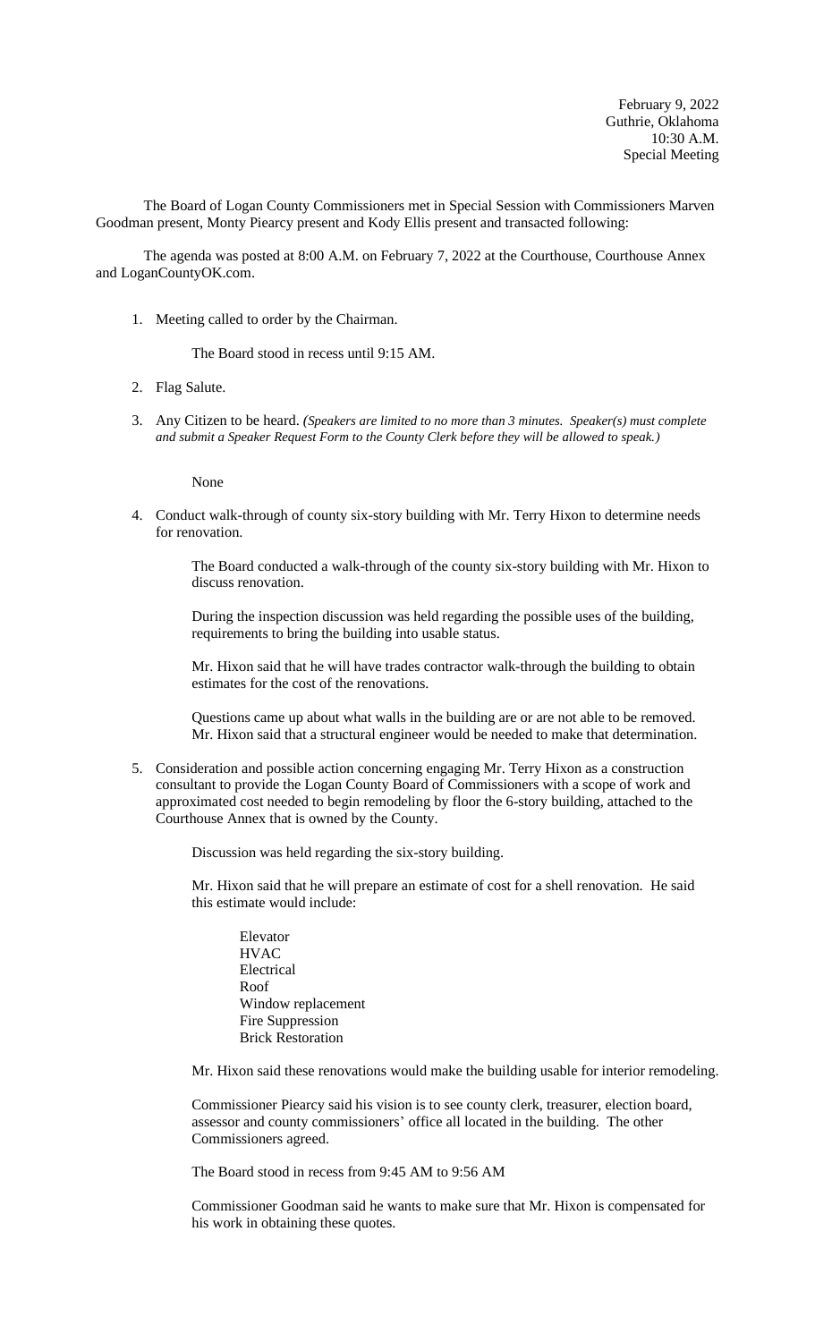February 9, 2022
Guthrie, Oklahoma
10:30 A.M.
Special Meeting

The Board of Logan County Commissioners met in Special Session with Commissioners Marven Goodman present, Monty Piearcy present and Kody Ellis present and transacted following:

The agenda was posted at 8:00 A.M. on February 7, 2022 at the Courthouse, Courthouse Annex and LoganCountyOK.com.

1. Meeting called to order by the Chairman.

   The Board stood in recess until 9:15 AM.

2. Flag Salute.

3. Any Citizen to be heard. *(Speakers are limited to no more than 3 minutes. Speaker(s) must complete and submit a Speaker Request Form to the County Clerk before they will be allowed to speak.)*

   None

4. Conduct walk-through of county six-story building with Mr. Terry Hixon to determine needs for renovation.

   The Board conducted a walk-through of the county six-story building with Mr. Hixon to discuss renovation.

   During the inspection discussion was held regarding the possible uses of the building, requirements to bring the building into usable status.

   Mr. Hixon said that he will have trades contractor walk-through the building to obtain estimates for the cost of the renovations.

   Questions came up about what walls in the building are or are not able to be removed. Mr. Hixon said that a structural engineer would be needed to make that determination.

5. Consideration and possible action concerning engaging Mr. Terry Hixon as a construction consultant to provide the Logan County Board of Commissioners with a scope of work and approximated cost needed to begin remodeling by floor the 6-story building, attached to the Courthouse Annex that is owned by the County.

   Discussion was held regarding the six-story building.

   Mr. Hixon said that he will prepare an estimate of cost for a shell renovation. He said this estimate would include:

   Elevator
   HVAC
   Electrical
   Roof
   Window replacement
   Fire Suppression
   Brick Restoration

   Mr. Hixon said these renovations would make the building usable for interior remodeling.

   Commissioner Piearcy said his vision is to see county clerk, treasurer, election board, assessor and county commissioners' office all located in the building. The other Commissioners agreed.

   The Board stood in recess from 9:45 AM to 9:56 AM

   Commissioner Goodman said he wants to make sure that Mr. Hixon is compensated for his work in obtaining these quotes.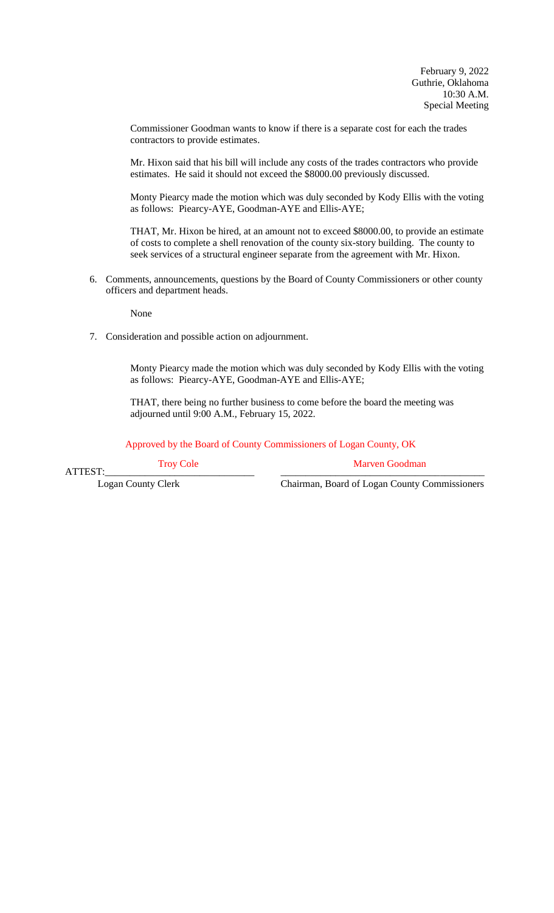February 9, 2022
Guthrie, Oklahoma
10:30 A.M.
Special Meeting

Commissioner Goodman wants to know if there is a separate cost for each the trades contractors to provide estimates.

Mr. Hixon said that his bill will include any costs of the trades contractors who provide estimates. He said it should not exceed the $8000.00 previously discussed.

Monty Piearcy made the motion which was duly seconded by Kody Ellis with the voting as follows: Piearcy-AYE, Goodman-AYE and Ellis-AYE;

THAT, Mr. Hixon be hired, at an amount not to exceed $8000.00, to provide an estimate of costs to complete a shell renovation of the county six-story building. The county to seek services of a structural engineer separate from the agreement with Mr. Hixon.

6. Comments, announcements, questions by the Board of County Commissioners or other county officers and department heads.

   None

7. Consideration and possible action on adjournment.

   Monty Piearcy made the motion which was duly seconded by Kody Ellis with the voting as follows: Piearcy-AYE, Goodman-AYE and Ellis-AYE;

   THAT, there being no further business to come before the board the meeting was adjourned until 9:00 A.M., February 15, 2022.

Approved by the Board of County Commissioners of Logan County, OK

ATTEST: Troy Cole
Logan County Clerk

Marven Goodman
Chairman, Board of Logan County Commissioners